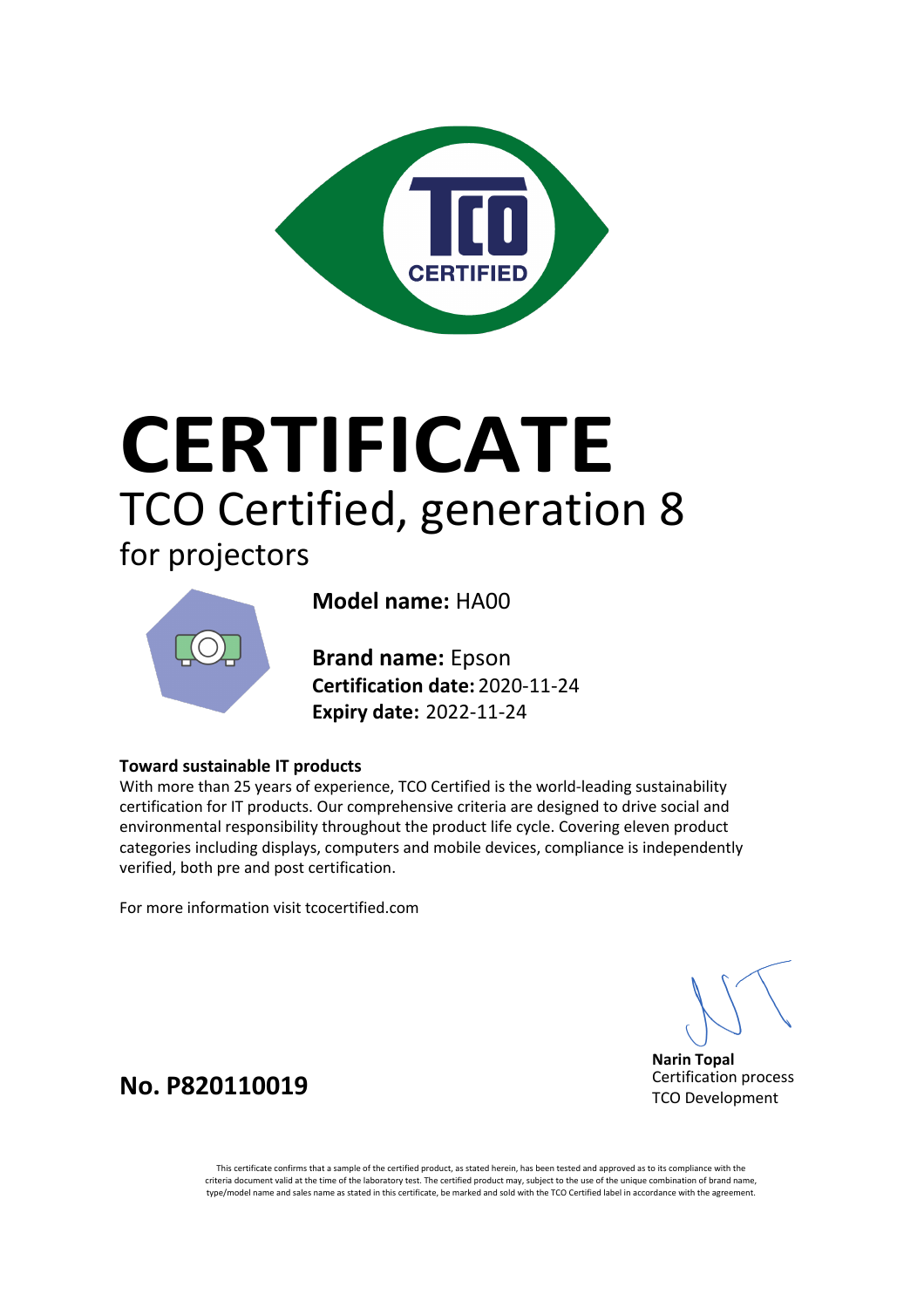# CERTIFICATE

## TCO Certified, generation 8

### for projectors

**Model name:** HA00

**Brand name:** Epson
**Certification date:** 2020-11-24
**Expiry date:** 2022-11-24

**Toward sustainable IT products**
With more than 25 years of experience, TCO Certified is the world-leading sustainability certification for IT products. Our comprehensive criteria are designed to drive social and environmental responsibility throughout the product life cycle. Covering eleven product categories including displays, computers and mobile devices, compliance is independently verified, both pre and post certification.

For more information visit tcocertified.com

**Narin Topal**
Certification process
TCO Development

**No. P820110019**

This certificate confirms that a sample of the certified product, as stated herein, has been tested and approved as to its compliance with the criteria document valid at the time of the laboratory test. The certified product may, subject to the use of the unique combination of brand name, type/model name and sales name as stated in this certificate, be marked and sold with the TCO Certified label in accordance with the agreement.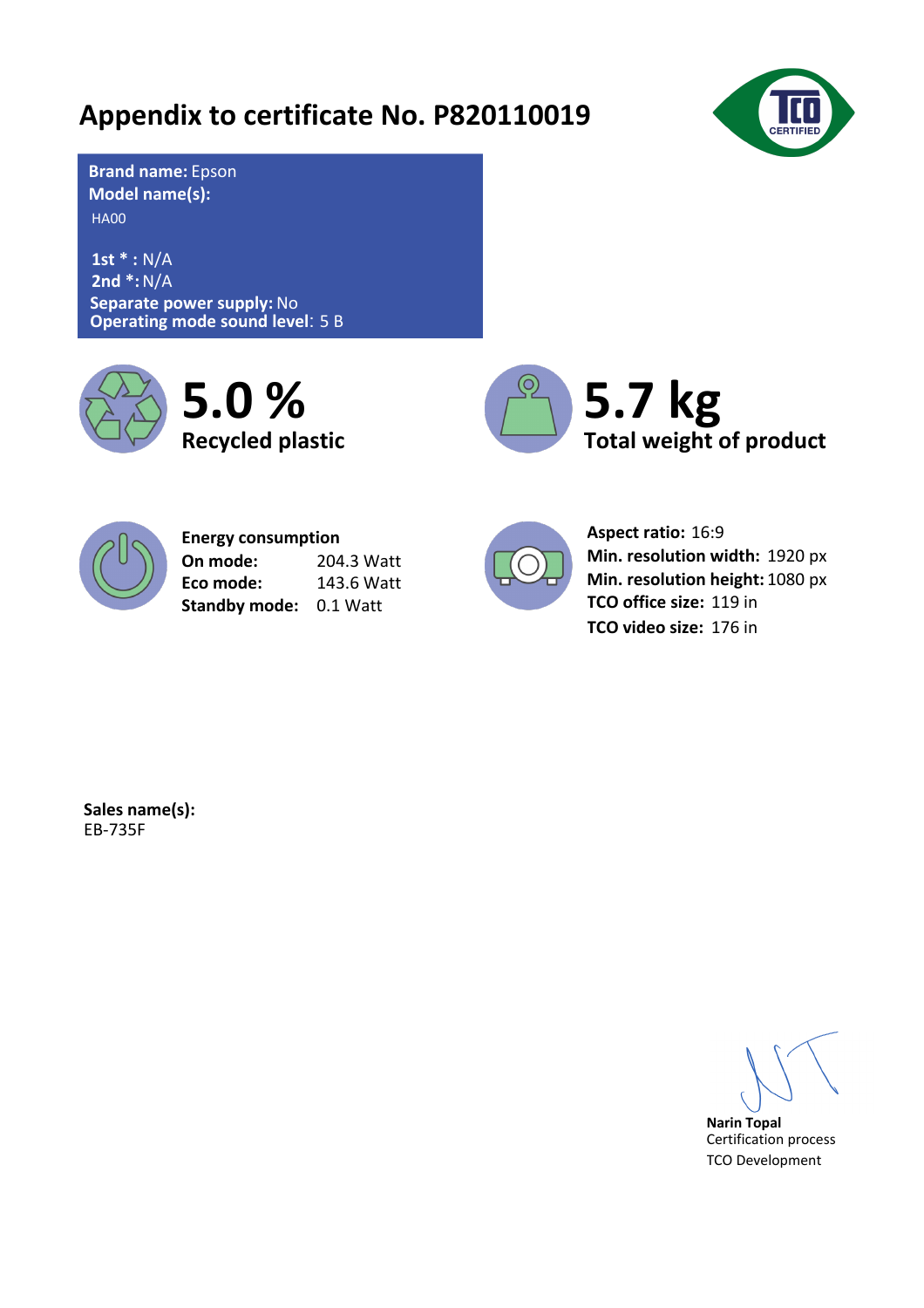# Appendix to certificate No. P820110019

**Brand name:** Epson
**Model name(s):**
HA00

**1st * :** N/A
**2nd *:** N/A
**Separate power supply:** No
**Operating mode sound level**: 5 B

**5.0 %**
**Recycled plastic**

**5.7 kg**
**Total weight of product**

**Energy consumption**

| | |
|---|---|
| **On mode:** | 204.3 Watt |
| **Eco mode:** | 143.6 Watt |
| **Standby mode:** | 0.1 Watt |

**Aspect ratio:** 16:9
**Min. resolution width:** 1920 px
**Min. resolution height:** 1080 px
**TCO office size:** 119 in
**TCO video size:** 176 in

**Sales name(s):**
EB-735F

**Narin Topal**
Certification process
TCO Development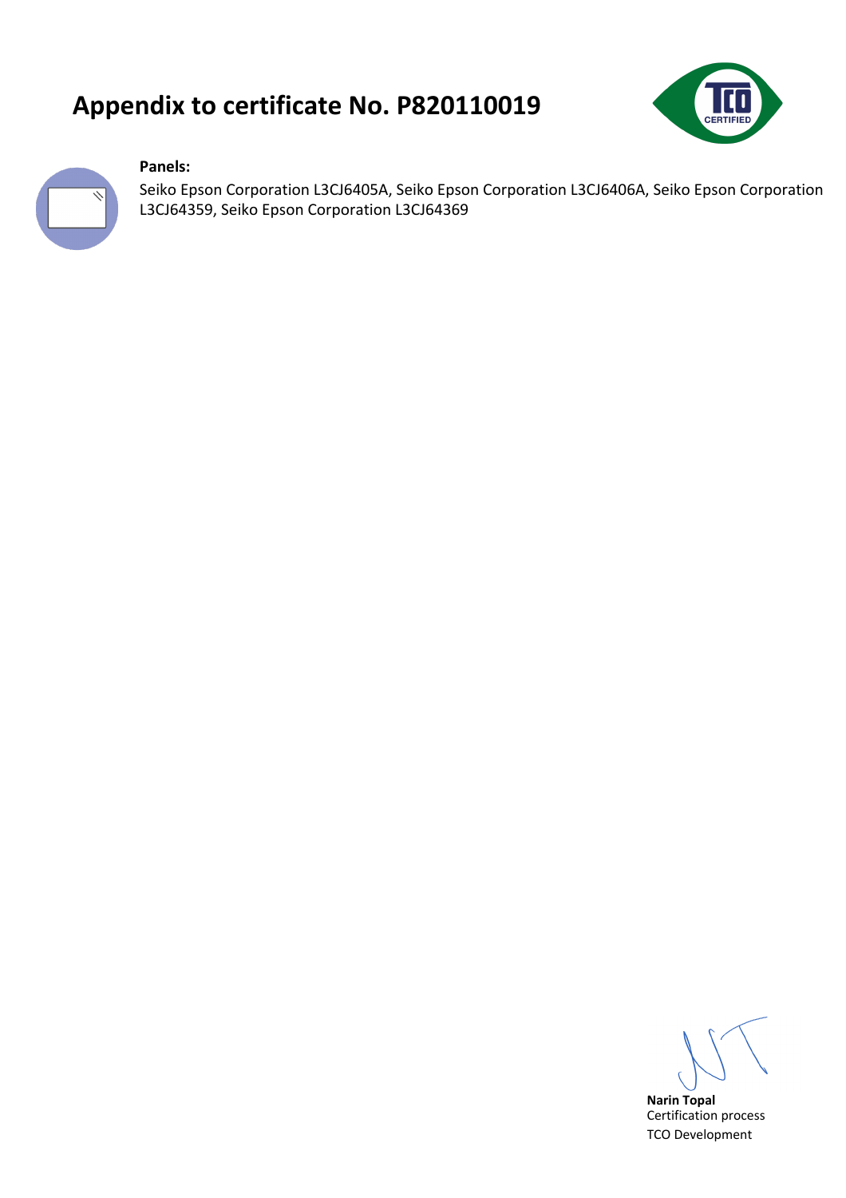# Appendix to certificate No. P820110019

**Panels:**

Seiko Epson Corporation L3CJ6405A, Seiko Epson Corporation L3CJ6406A, Seiko Epson Corporation L3CJ64359, Seiko Epson Corporation L3CJ64369

**Narin Topal**
Certification process
TCO Development